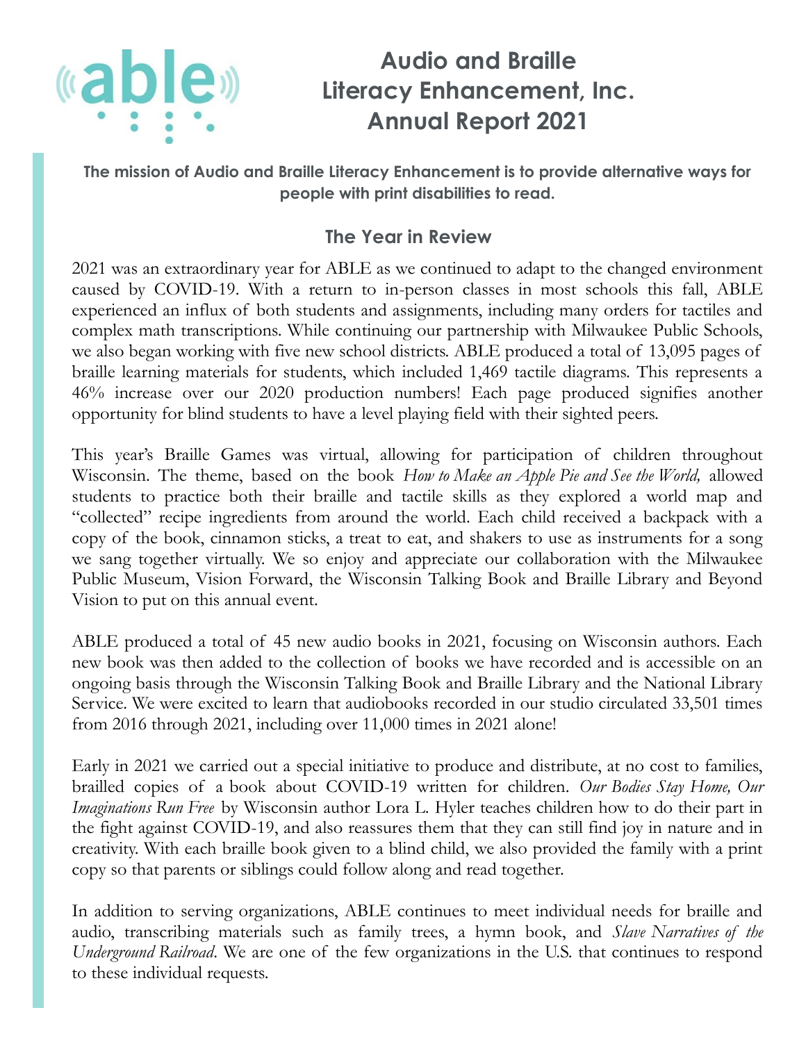# Audio and Braille Literacy Enhancement, Inc. Annual Report 2021

**The mission of Audio and Braille Literacy Enhancement is to provide alternative ways for people with print disabilities to read.**

## The Year in Review

2021 was an extraordinary year for ABLE as we continued to adapt to the changed environment caused by COVID-19. With a return to in-person classes in most schools this fall, ABLE experienced an influx of both students and assignments, including many orders for tactiles and complex math transcriptions. While continuing our partnership with Milwaukee Public Schools, we also began working with five new school districts. ABLE produced a total of 13,095 pages of braille learning materials for students, which included 1,469 tactile diagrams. This represents a 46% increase over our 2020 production numbers! Each page produced signifies another opportunity for blind students to have a level playing field with their sighted peers.

This year's Braille Games was virtual, allowing for participation of children throughout Wisconsin. The theme, based on the book *How to Make an Apple Pie and See the World,* allowed students to practice both their braille and tactile skills as they explored a world map and "collected" recipe ingredients from around the world. Each child received a backpack with a copy of the book, cinnamon sticks, a treat to eat, and shakers to use as instruments for a song we sang together virtually. We so enjoy and appreciate our collaboration with the Milwaukee Public Museum, Vision Forward, the Wisconsin Talking Book and Braille Library and Beyond Vision to put on this annual event.

ABLE produced a total of 45 new audio books in 2021, focusing on Wisconsin authors. Each new book was then added to the collection of books we have recorded and is accessible on an ongoing basis through the Wisconsin Talking Book and Braille Library and the National Library Service. We were excited to learn that audiobooks recorded in our studio circulated 33,501 times from 2016 through 2021, including over 11,000 times in 2021 alone!

Early in 2021 we carried out a special initiative to produce and distribute, at no cost to families, brailled copies of a book about COVID-19 written for children. *Our Bodies Stay Home, Our Imaginations Run Free* by Wisconsin author Lora L. Hyler teaches children how to do their part in the fight against COVID-19, and also reassures them that they can still find joy in nature and in creativity. With each braille book given to a blind child, we also provided the family with a print copy so that parents or siblings could follow along and read together.

In addition to serving organizations, ABLE continues to meet individual needs for braille and audio, transcribing materials such as family trees, a hymn book, and *Slave Narratives of the Underground Railroad*. We are one of the few organizations in the U.S. that continues to respond to these individual requests.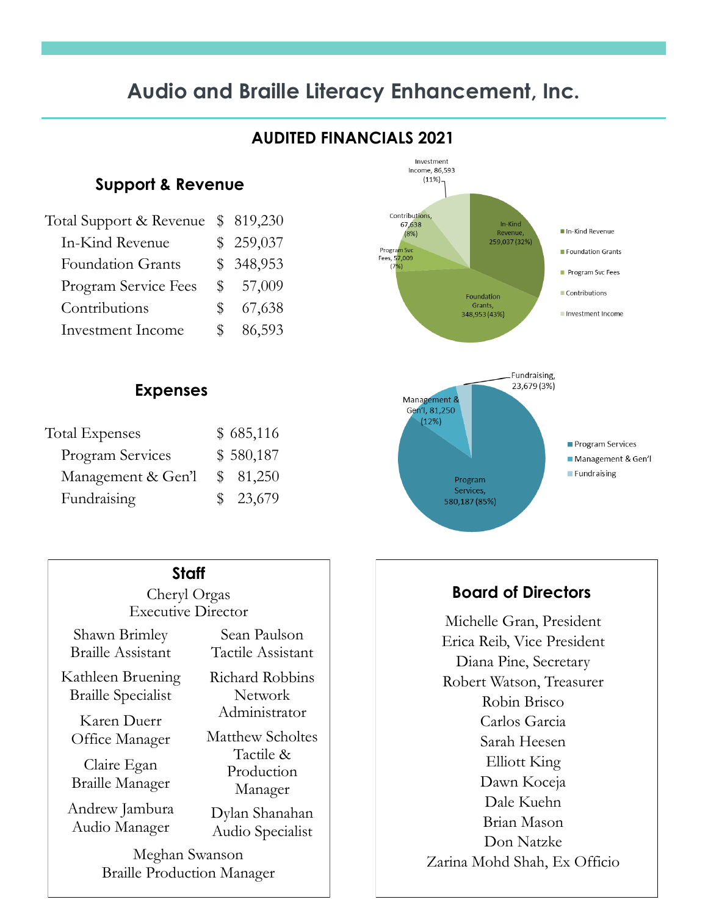# Audio and Braille Literacy Enhancement, Inc.

## AUDITED FINANCIALS 2021

### Support & Revenue

| | |
|---|---|
| Total Support & Revenue | $ 819,230 |
| In-Kind Revenue | $ 259,037 |
| Foundation Grants | $ 348,953 |
| Program Service Fees | $ 57,009 |
| Contributions | $ 67,638 |
| Investment Income | $ 86,593 |

In-Kind Revenue, 259,037 (32%)
Foundation Grants, 348,953 (43%)
Program Svc Fees, 57,009 (7%)
Contributions, 67,638 (8%)
Investment Income, 86,593 (11%)

### Expenses

| | |
|---|---|
| Total Expenses | $ 685,116 |
| Program Services | $ 580,187 |
| Management & Gen'l | $ 81,250 |
| Fundraising | $ 23,679 |

Program Services, 580,187 (85%)
Management & Gen'l, 81,250 (12%)
Fundraising, 23,679 (3%)

### Staff

Cheryl Orgas
Executive Director

Shawn Brimley
Braille Assistant

Kathleen Bruening
Braille Specialist

Karen Duerr
Office Manager

Claire Egan
Braille Manager

Andrew Jambura
Audio Manager

Sean Paulson
Tactile Assistant

Richard Robbins
Network Administrator

Matthew Scholtes
Tactile & Production Manager

Dylan Shanahan
Audio Specialist

Meghan Swanson
Braille Production Manager

### Board of Directors

Michelle Gran, President
Erica Reib, Vice President
Diana Pine, Secretary
Robert Watson, Treasurer
Robin Brisco
Carlos Garcia
Sarah Heesen
Elliott King
Dawn Koceja
Dale Kuehn
Brian Mason
Don Natzke
Zarina Mohd Shah, Ex Officio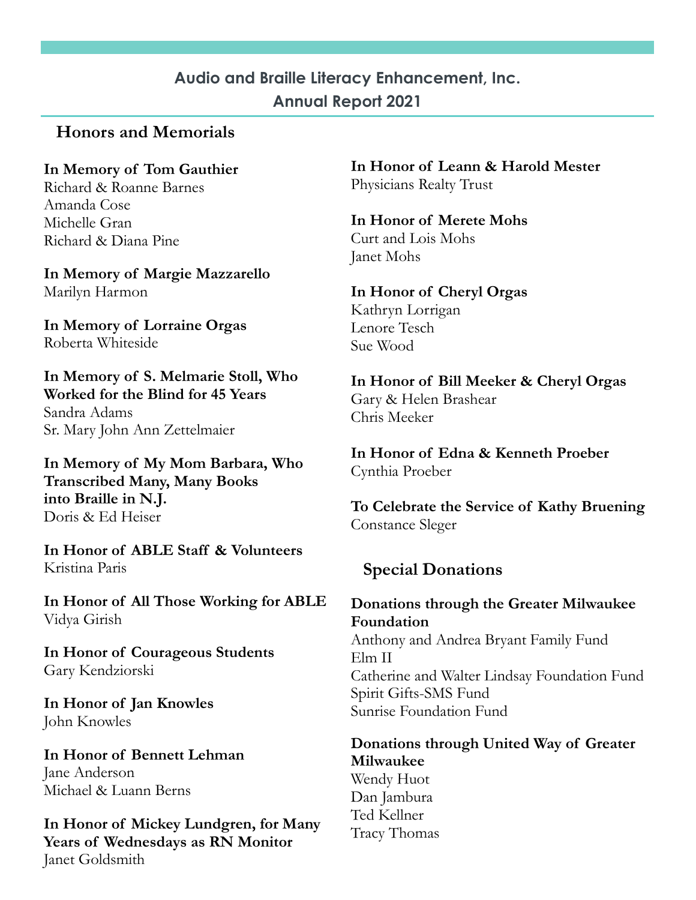Audio and Braille Literacy Enhancement, Inc.
Annual Report 2021

## Honors and Memorials

**In Memory of Tom Gauthier**
Richard & Roanne Barnes
Amanda Cose
Michelle Gran
Richard & Diana Pine

**In Memory of Margie Mazzarello**
Marilyn Harmon

**In Memory of Lorraine Orgas**
Roberta Whiteside

**In Memory of S. Melmarie Stoll, Who Worked for the Blind for 45 Years**
Sandra Adams
Sr. Mary John Ann Zettelmaier

**In Memory of My Mom Barbara, Who Transcribed Many, Many Books into Braille in N.J.**
Doris & Ed Heiser

**In Honor of ABLE Staff & Volunteers**
Kristina Paris

**In Honor of All Those Working for ABLE**
Vidya Girish

**In Honor of Courageous Students**
Gary Kendziorski

**In Honor of Jan Knowles**
John Knowles

**In Honor of Bennett Lehman**
Jane Anderson
Michael & Luann Berns

**In Honor of Mickey Lundgren, for Many Years of Wednesdays as RN Monitor**
Janet Goldsmith

**In Honor of Leann & Harold Mester**
Physicians Realty Trust

**In Honor of Merete Mohs**
Curt and Lois Mohs
Janet Mohs

**In Honor of Cheryl Orgas**
Kathryn Lorrigan
Lenore Tesch
Sue Wood

**In Honor of Bill Meeker & Cheryl Orgas**
Gary & Helen Brashear
Chris Meeker

**In Honor of Edna & Kenneth Proeber**
Cynthia Proeber

**To Celebrate the Service of Kathy Bruening**
Constance Sleger

## Special Donations

**Donations through the Greater Milwaukee Foundation**
Anthony and Andrea Bryant Family Fund
Elm II
Catherine and Walter Lindsay Foundation Fund
Spirit Gifts-SMS Fund
Sunrise Foundation Fund

**Donations through United Way of Greater Milwaukee**
Wendy Huot
Dan Jambura
Ted Kellner
Tracy Thomas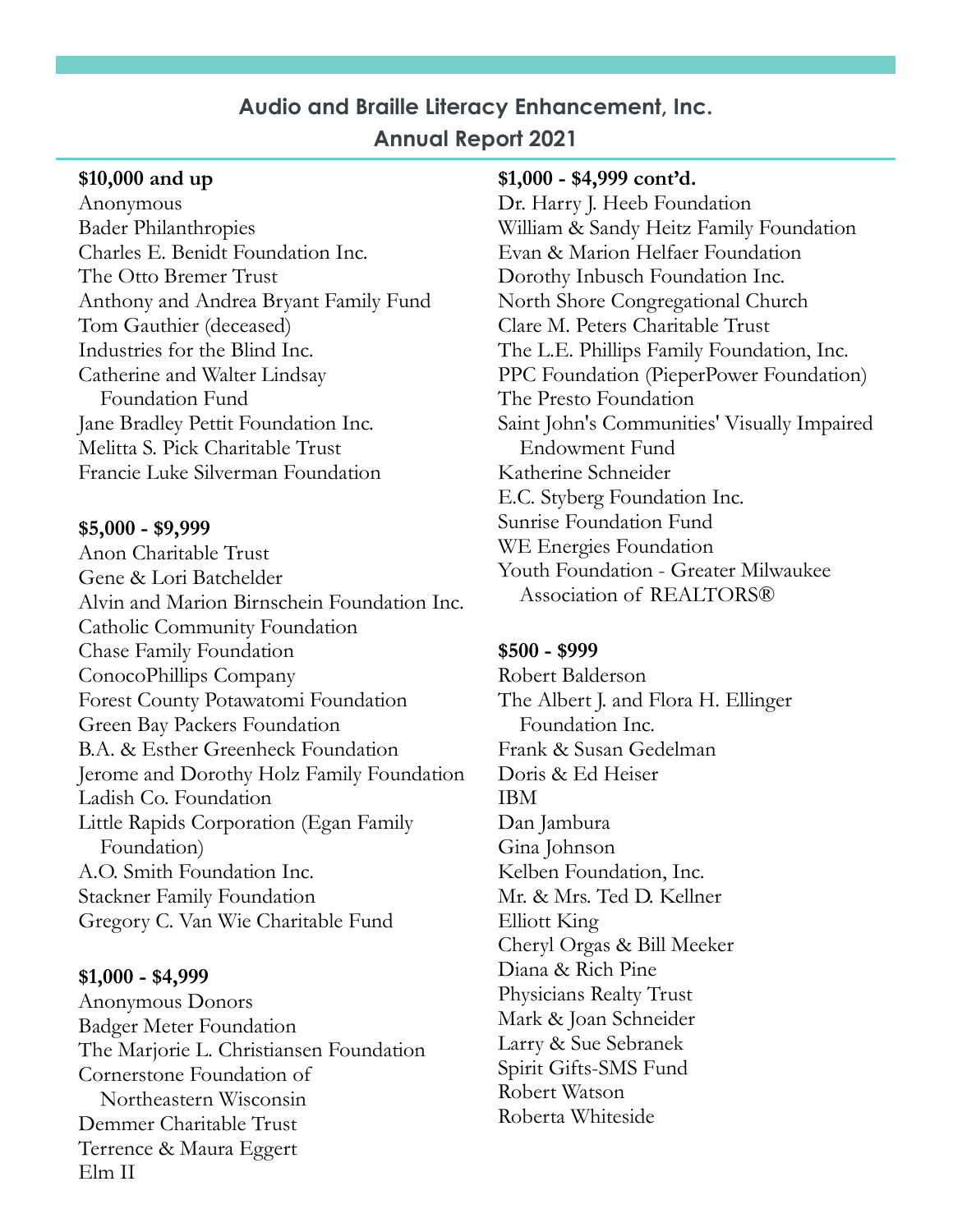## Audio and Braille Literacy Enhancement, Inc.
## Annual Report 2021

**$10,000 and up**

Anonymous
Bader Philanthropies
Charles E. Benidt Foundation Inc.
The Otto Bremer Trust
Anthony and Andrea Bryant Family Fund
Tom Gauthier (deceased)
Industries for the Blind Inc.
Catherine and Walter Lindsay Foundation Fund
Jane Bradley Pettit Foundation Inc.
Melitta S. Pick Charitable Trust
Francie Luke Silverman Foundation

**$5,000 - $9,999**

Anon Charitable Trust
Gene & Lori Batchelder
Alvin and Marion Birnschein Foundation Inc.
Catholic Community Foundation
Chase Family Foundation
ConocoPhillips Company
Forest County Potawatomi Foundation
Green Bay Packers Foundation
B.A. & Esther Greenheck Foundation
Jerome and Dorothy Holz Family Foundation
Ladish Co. Foundation
Little Rapids Corporation (Egan Family Foundation)
A.O. Smith Foundation Inc.
Stackner Family Foundation
Gregory C. Van Wie Charitable Fund

**$1,000 - $4,999**

Anonymous Donors
Badger Meter Foundation
The Marjorie L. Christiansen Foundation
Cornerstone Foundation of Northeastern Wisconsin
Demmer Charitable Trust
Terrence & Maura Eggert
Elm II

**$1,000 - $4,999 cont'd.**

Dr. Harry J. Heeb Foundation
William & Sandy Heitz Family Foundation
Evan & Marion Helfaer Foundation
Dorothy Inbusch Foundation Inc.
North Shore Congregational Church
Clare M. Peters Charitable Trust
The L.E. Phillips Family Foundation, Inc.
PPC Foundation (PieperPower Foundation)
The Presto Foundation
Saint John's Communities' Visually Impaired Endowment Fund
Katherine Schneider
E.C. Styberg Foundation Inc.
Sunrise Foundation Fund
WE Energies Foundation
Youth Foundation - Greater Milwaukee Association of REALTORS®

**$500 - $999**

Robert Balderson
The Albert J. and Flora H. Ellinger Foundation Inc.
Frank & Susan Gedelman
Doris & Ed Heiser
IBM
Dan Jambura
Gina Johnson
Kelben Foundation, Inc.
Mr. & Mrs. Ted D. Kellner
Elliott King
Cheryl Orgas & Bill Meeker
Diana & Rich Pine
Physicians Realty Trust
Mark & Joan Schneider
Larry & Sue Sebranek
Spirit Gifts-SMS Fund
Robert Watson
Roberta Whiteside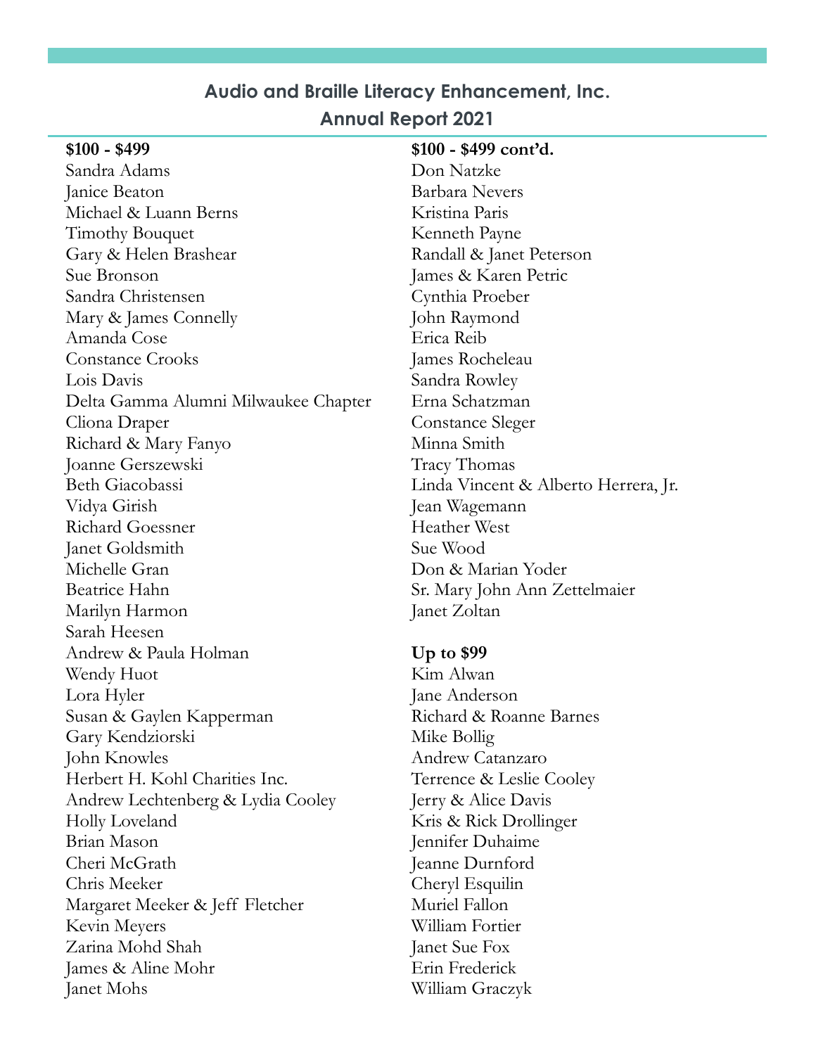## Audio and Braille Literacy Enhancement, Inc.
## Annual Report 2021

**$100 - $499**

Sandra Adams
Janice Beaton
Michael & Luann Berns
Timothy Bouquet
Gary & Helen Brashear
Sue Bronson
Sandra Christensen
Mary & James Connelly
Amanda Cose
Constance Crooks
Lois Davis
Delta Gamma Alumni Milwaukee Chapter
Cliona Draper
Richard & Mary Fanyo
Joanne Gerszewski
Beth Giacobassi
Vidya Girish
Richard Goessner
Janet Goldsmith
Michelle Gran
Beatrice Hahn
Marilyn Harmon
Sarah Heesen
Andrew & Paula Holman
Wendy Huot
Lora Hyler
Susan & Gaylen Kapperman
Gary Kendziorski
John Knowles
Herbert H. Kohl Charities Inc.
Andrew Lechtenberg & Lydia Cooley
Holly Loveland
Brian Mason
Cheri McGrath
Chris Meeker
Margaret Meeker & Jeff Fletcher
Kevin Meyers
Zarina Mohd Shah
James & Aline Mohr
Janet Mohs

**$100 - $499 cont'd.**

Don Natzke
Barbara Nevers
Kristina Paris
Kenneth Payne
Randall & Janet Peterson
James & Karen Petric
Cynthia Proeber
John Raymond
Erica Reib
James Rocheleau
Sandra Rowley
Erna Schatzman
Constance Sleger
Minna Smith
Tracy Thomas
Linda Vincent & Alberto Herrera, Jr.
Jean Wagemann
Heather West
Sue Wood
Don & Marian Yoder
Sr. Mary John Ann Zettelmaier
Janet Zoltan

**Up to $99**

Kim Alwan
Jane Anderson
Richard & Roanne Barnes
Mike Bollig
Andrew Catanzaro
Terrence & Leslie Cooley
Jerry & Alice Davis
Kris & Rick Drollinger
Jennifer Duhaime
Jeanne Durnford
Cheryl Esquilin
Muriel Fallon
William Fortier
Janet Sue Fox
Erin Frederick
William Graczyk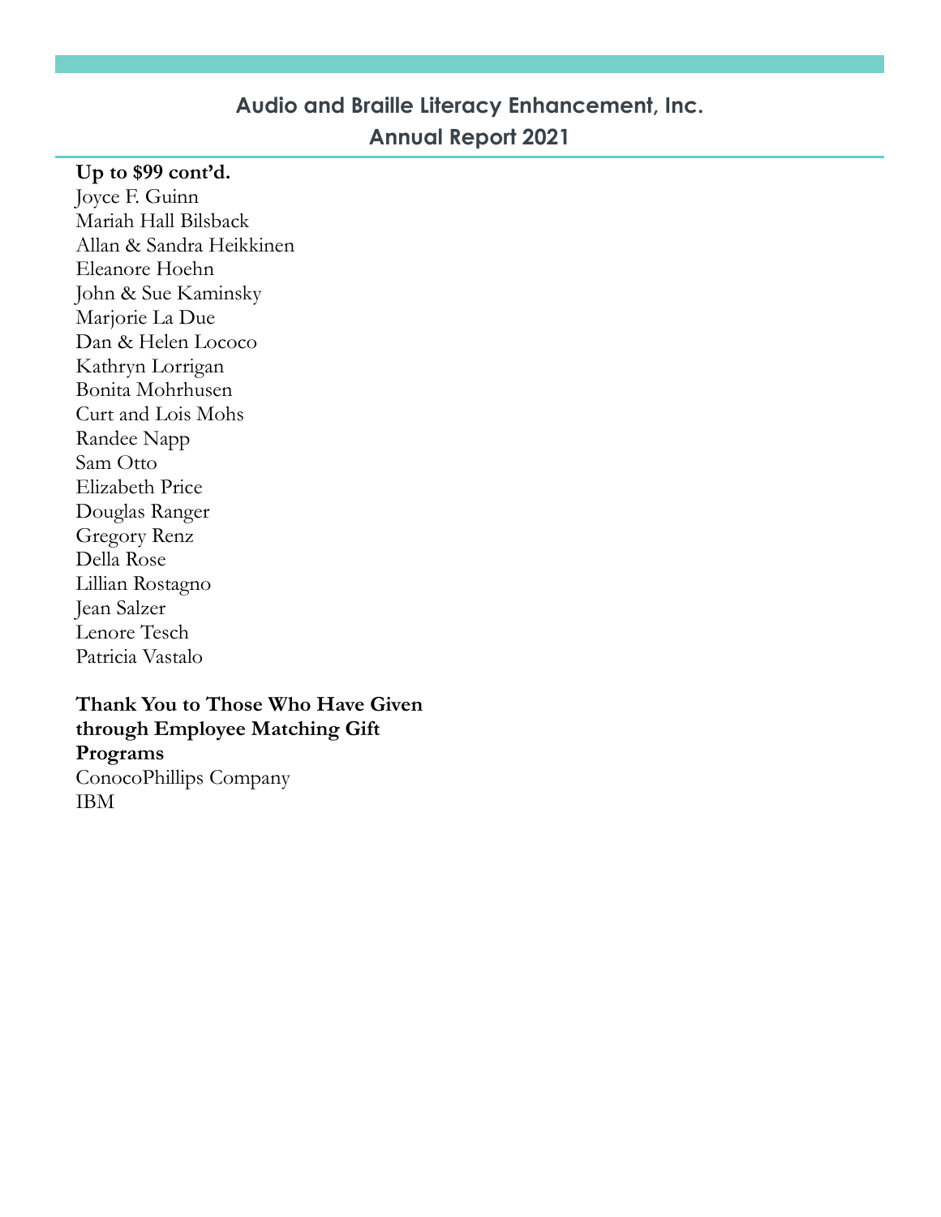**Up to $99 cont'd.**

Joyce F. Guinn
Mariah Hall Bilsback
Allan & Sandra Heikkinen
Eleanore Hoehn
John & Sue Kaminsky
Marjorie La Due
Dan & Helen Lococo
Kathryn Lorrigan
Bonita Mohrhusen
Curt and Lois Mohs
Randee Napp
Sam Otto
Elizabeth Price
Douglas Ranger
Gregory Renz
Della Rose
Lillian Rostagno
Jean Salzer
Lenore Tesch
Patricia Vastalo

**Thank You to Those Who Have Given through Employee Matching Gift Programs**

ConocoPhillips Company
IBM